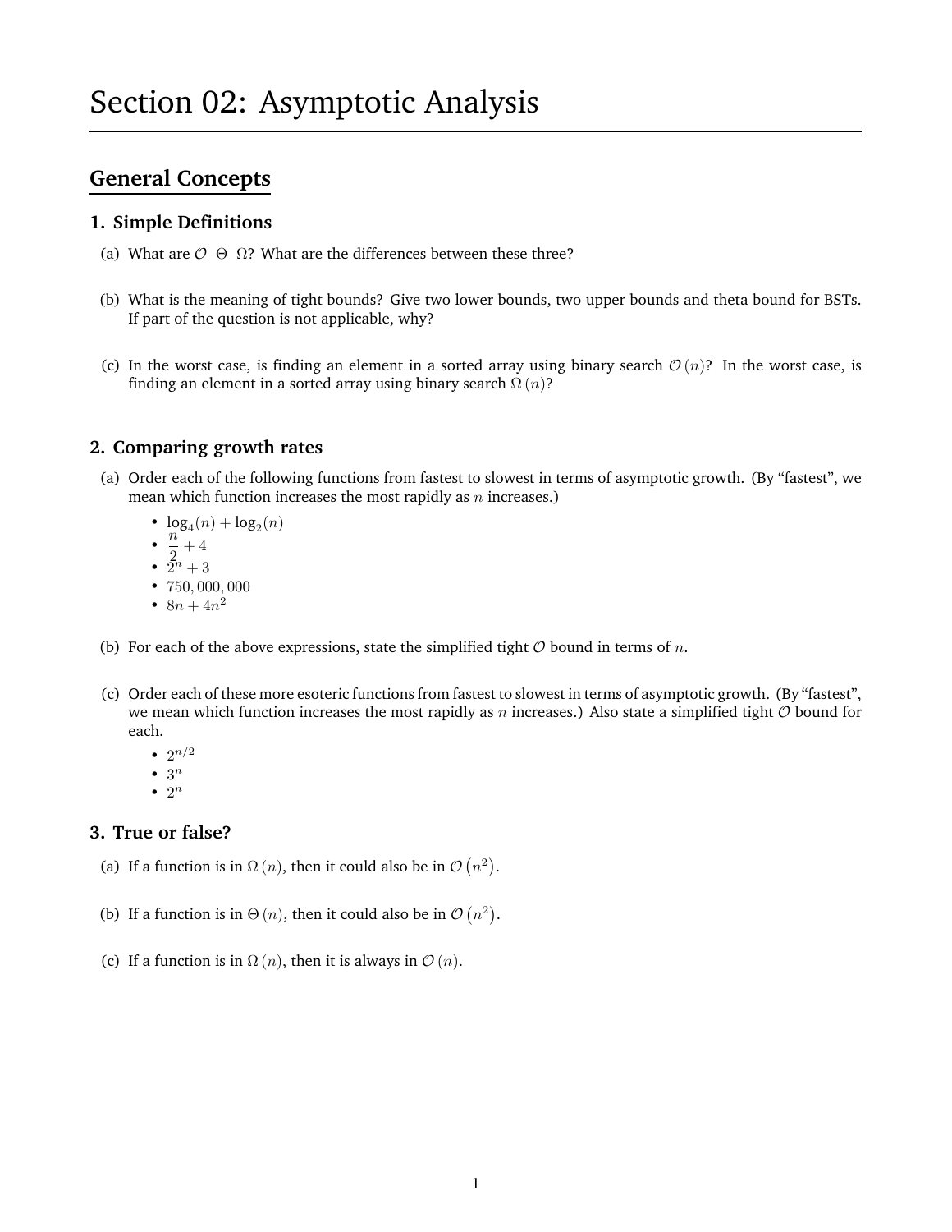# Section 02: Asymptotic Analysis

## General Concepts

### 1. Simple Definitions

(a) What are $\mathcal{O}$ $\Theta$ $\Omega$? What are the differences between these three?

(b) What is the meaning of tight bounds? Give two lower bounds, two upper bounds and theta bound for BSTs. If part of the question is not applicable, why?

(c) In the worst case, is finding an element in a sorted array using binary search $\mathcal{O}(n)$? In the worst case, is finding an element in a sorted array using binary search $\Omega(n)$?

### 2. Comparing growth rates

(a) Order each of the following functions from fastest to slowest in terms of asymptotic growth. (By "fastest", we mean which function increases the most rapidly as $n$ increases.)

- $\log_4(n) + \log_2(n)$
- $\frac{n}{2} + 4$
- $2^n + 3$
- $750,000,000$
- $8n + 4n^2$

(b) For each of the above expressions, state the simplified tight $\mathcal{O}$ bound in terms of $n$.

(c) Order each of these more esoteric functions from fastest to slowest in terms of asymptotic growth. (By "fastest", we mean which function increases the most rapidly as $n$ increases.) Also state a simplified tight $\mathcal{O}$ bound for each.

- $2^{n/2}$
- $3^n$
- $2^n$

### 3. True or false?

(a) If a function is in $\Omega(n)$, then it could also be in $\mathcal{O}(n^2)$.

(b) If a function is in $\Theta(n)$, then it could also be in $\mathcal{O}(n^2)$.

(c) If a function is in $\Omega(n)$, then it is always in $\mathcal{O}(n)$.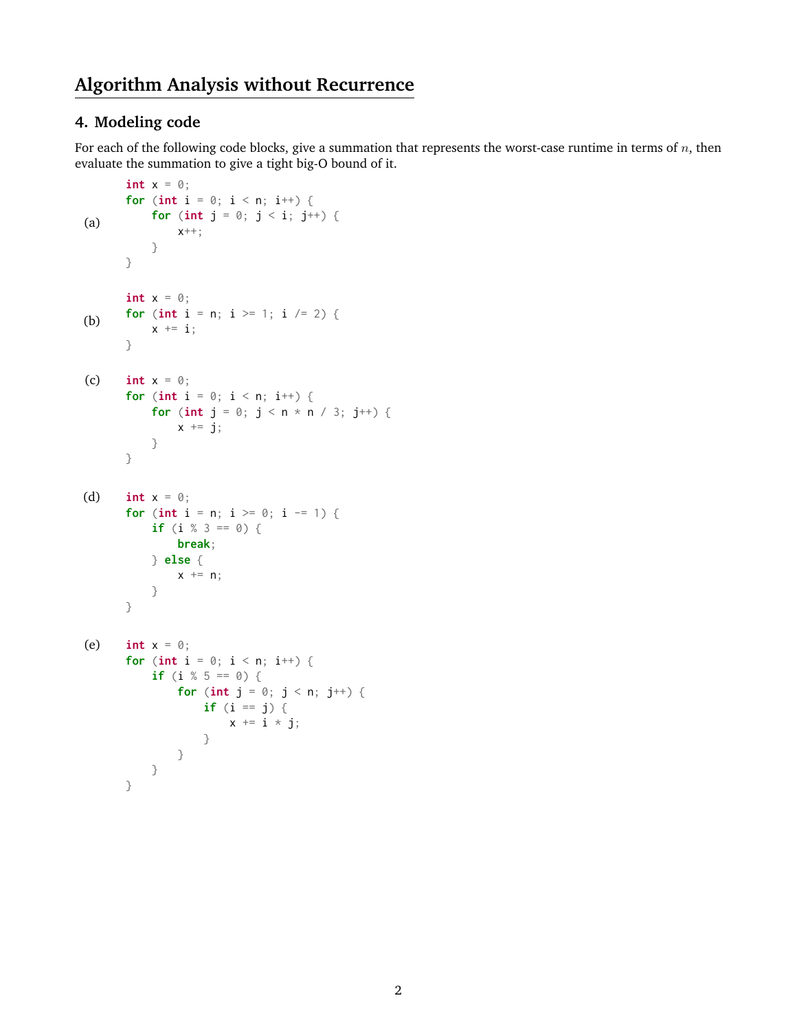# Algorithm Analysis without Recurrence

## 4. Modeling code

For each of the following code blocks, give a summation that represents the worst-case runtime in terms of $n$, then evaluate the summation to give a tight big-O bound of it.

(a)
```
int x = 0;
for (int i = 0; i < n; i++) {
    for (int j = 0; j < i; j++) {
        x++;
    }
}
```

(b)
```
int x = 0;
for (int i = n; i >= 1; i /= 2) {
    x += i;
}
```

(c)
```
int x = 0;
for (int i = 0; i < n; i++) {
    for (int j = 0; j < n * n / 3; j++) {
        x += j;
    }
}
```

(d)
```
int x = 0;
for (int i = n; i >= 0; i -= 1) {
    if (i % 3 == 0) {
        break;
    } else {
        x += n;
    }
}
```

(e)
```
int x = 0;
for (int i = 0; i < n; i++) {
    if (i % 5 == 0) {
        for (int j = 0; j < n; j++) {
            if (i == j) {
                x += i * j;
            }
        }
    }
}
```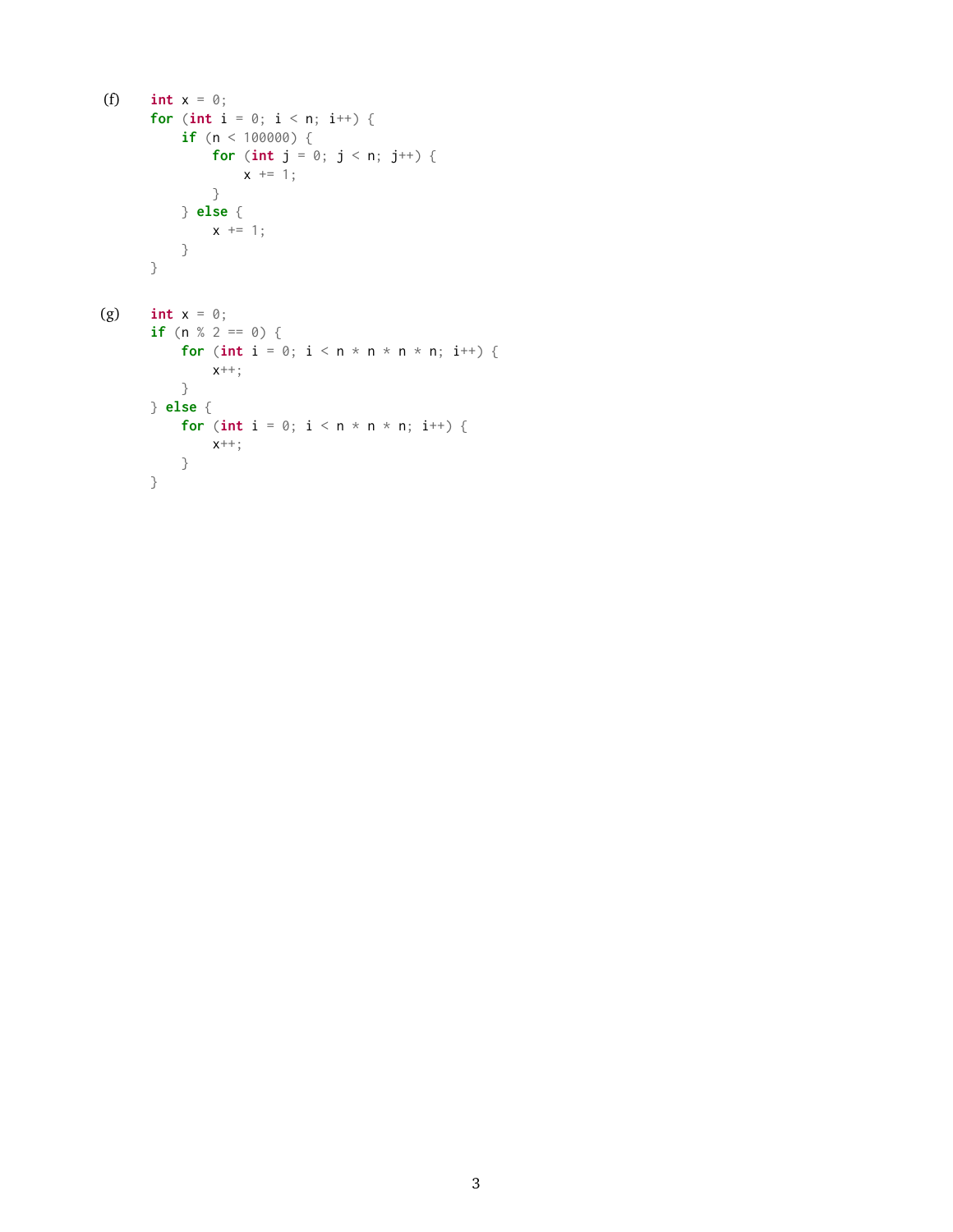(f)

```
int x = 0;
for (int i = 0; i < n; i++) {
    if (n < 100000) {
        for (int j = 0; j < n; j++) {
            x += 1;
        }
    } else {
        x += 1;
    }
}
```

(g)

```
int x = 0;
if (n % 2 == 0) {
    for (int i = 0; i < n * n * n * n; i++) {
        x++;
    }
} else {
    for (int i = 0; i < n * n * n; i++) {
        x++;
    }
}
```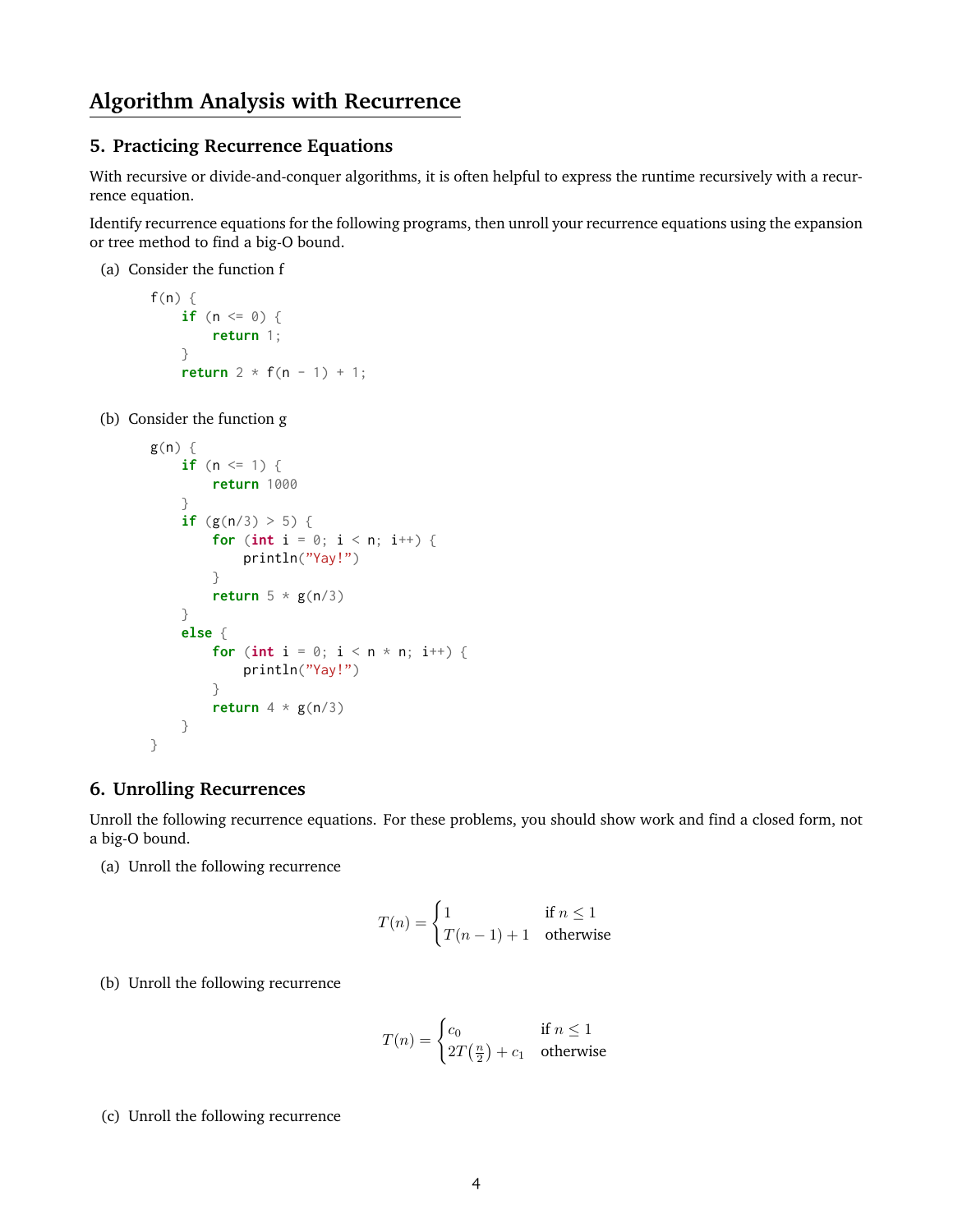# Algorithm Analysis with Recurrence

## 5. Practicing Recurrence Equations

With recursive or divide-and-conquer algorithms, it is often helpful to express the runtime recursively with a recurrence equation.

Identify recurrence equations for the following programs, then unroll your recurrence equations using the expansion or tree method to find a big-O bound.

(a) Consider the function f

```
f(n) {
    if (n <= 0) {
        return 1;
    }
    return 2 * f(n - 1) + 1;
```

(b) Consider the function g

```
g(n) {
    if (n <= 1) {
        return 1000
    }
    if (g(n/3) > 5) {
        for (int i = 0; i < n; i++) {
            println("Yay!")
        }
        return 5 * g(n/3)
    }
    else {
        for (int i = 0; i < n * n; i++) {
            println("Yay!")
        }
        return 4 * g(n/3)
    }
}
```

## 6. Unrolling Recurrences

Unroll the following recurrence equations. For these problems, you should show work and find a closed form, not a big-O bound.

(a) Unroll the following recurrence

$$T(n) = \begin{cases} 1 & \text{if } n \leq 1 \\ T(n-1) + 1 & \text{otherwise} \end{cases}$$

(b) Unroll the following recurrence

$$T(n) = \begin{cases} c_0 & \text{if } n \leq 1 \\ 2T\left(\frac{n}{2}\right) + c_1 & \text{otherwise} \end{cases}$$

(c) Unroll the following recurrence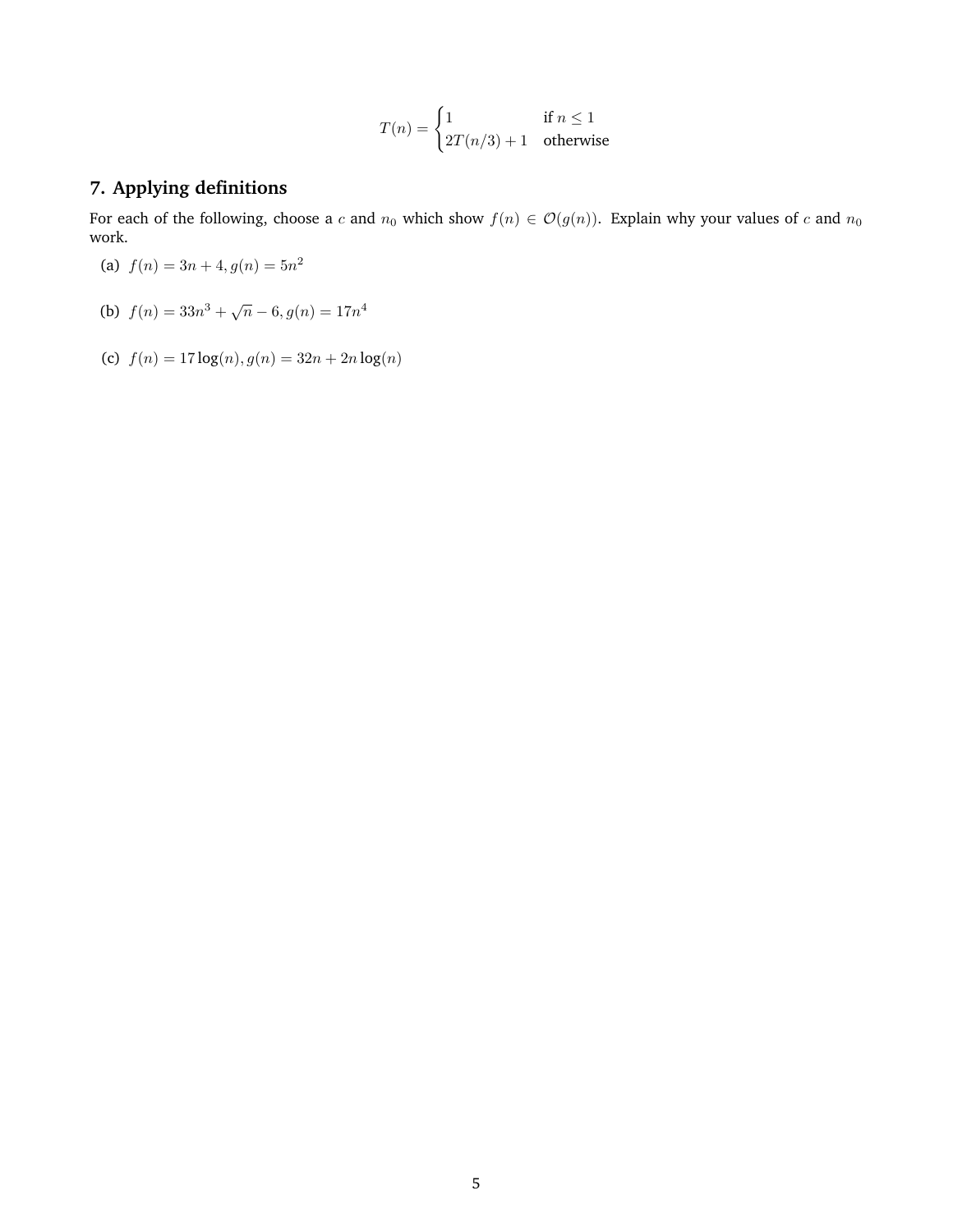$$T(n) = \begin{cases} 1 & \text{if } n \leq 1 \\ 2T(n/3) + 1 & \text{otherwise} \end{cases}$$

## 7. Applying definitions

For each of the following, choose a $c$ and $n_0$ which show $f(n) \in \mathcal{O}(g(n))$. Explain why your values of $c$ and $n_0$ work.

(a) $f(n) = 3n + 4, g(n) = 5n^2$

(b) $f(n) = 33n^3 + \sqrt{n} - 6, g(n) = 17n^4$

(c) $f(n) = 17\log(n), g(n) = 32n + 2n\log(n)$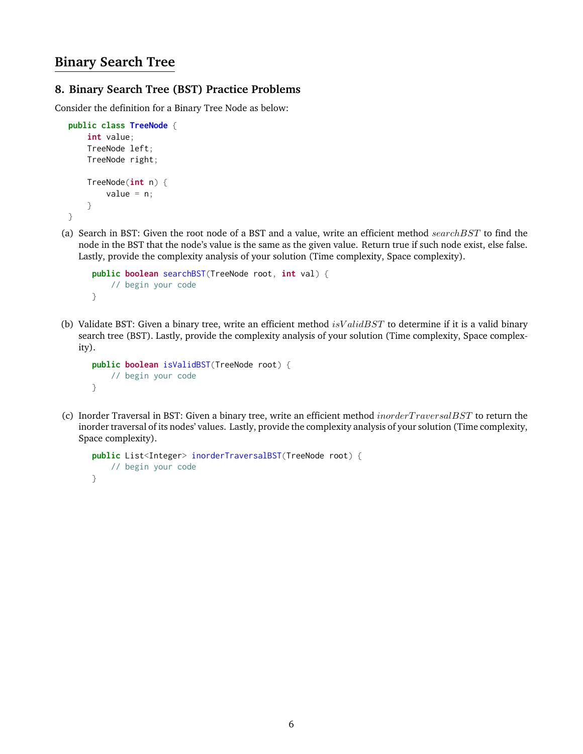# Binary Search Tree

## 8. Binary Search Tree (BST) Practice Problems

Consider the definition for a Binary Tree Node as below:

```
public class TreeNode {
    int value;
    TreeNode left;
    TreeNode right;

    TreeNode(int n) {
        value = n;
    }
}
```

(a) Search in BST: Given the root node of a BST and a value, write an efficient method $searchBST$ to find the node in the BST that the node's value is the same as the given value. Return true if such node exist, else false. Lastly, provide the complexity analysis of your solution (Time complexity, Space complexity).

```
public boolean searchBST(TreeNode root, int val) {
    // begin your code
}
```

(b) Validate BST: Given a binary tree, write an efficient method $isValidBST$ to determine if it is a valid binary search tree (BST). Lastly, provide the complexity analysis of your solution (Time complexity, Space complexity).

```
public boolean isValidBST(TreeNode root) {
    // begin your code
}
```

(c) Inorder Traversal in BST: Given a binary tree, write an efficient method $inorderTraversalBST$ to return the inorder traversal of its nodes' values. Lastly, provide the complexity analysis of your solution (Time complexity, Space complexity).

```
public List<Integer> inorderTraversalBST(TreeNode root) {
    // begin your code
}
```